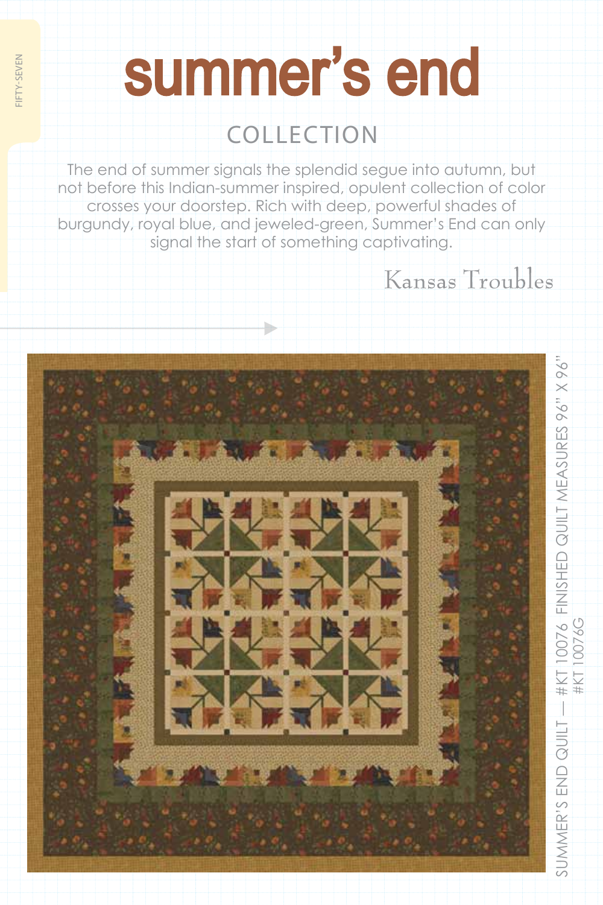# summer's end

## COLLECTION

The end of summer signals the splendid segue into autumn, but not before this Indian-summer inspired, opulent collection of color crosses your doorstep. Rich with deep, powerful shades of burgundy, royal blue, and jeweled-green, Summer's End can only signal the start of something captivating.

Kansas Troubles

SUMMER'S END QUILT — #KT 10076 FINISHED QUILT MEASURES 96" X 96"
#KT 10076G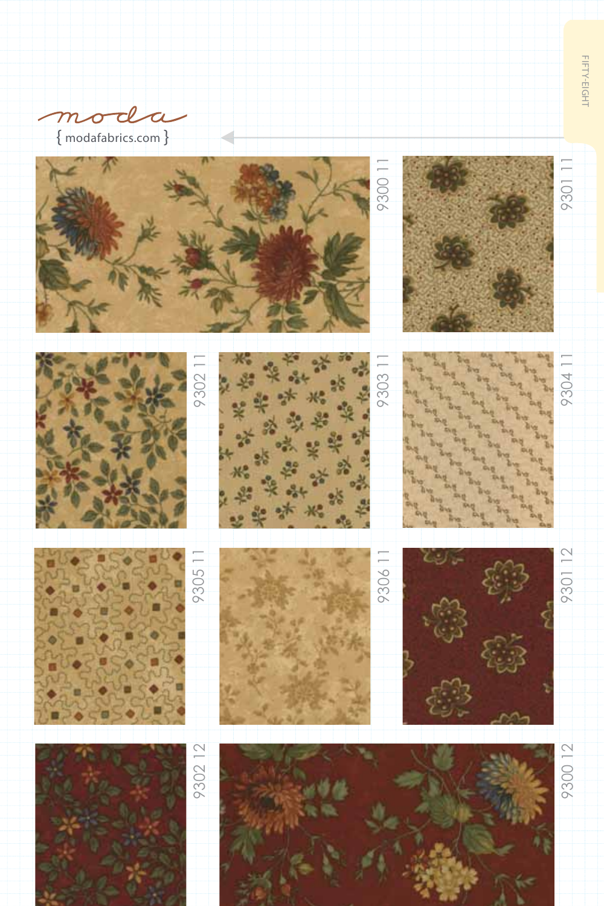moda

{ modafabrics.com }

9300 11

9301 11

9302 11

9303 11

9304 11

9305 11

9306 11

9301 12

9302 12

9300 12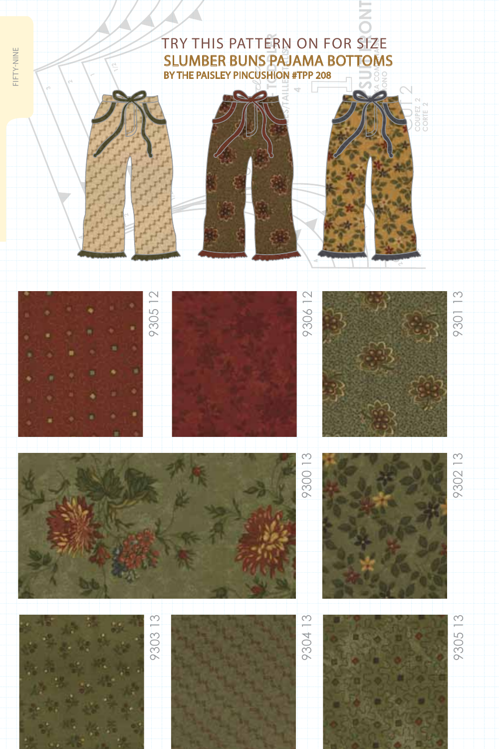TRY THIS PATTERN ON FOR SIZE

## SLUMBER BUNS PAJAMA BOTTOMS

BY THE PAISLEY PINCUSHION #TPP 208

9305 12

9306 12

9301 13

9300 13

9302 13

9303 13

9304 13

9305 13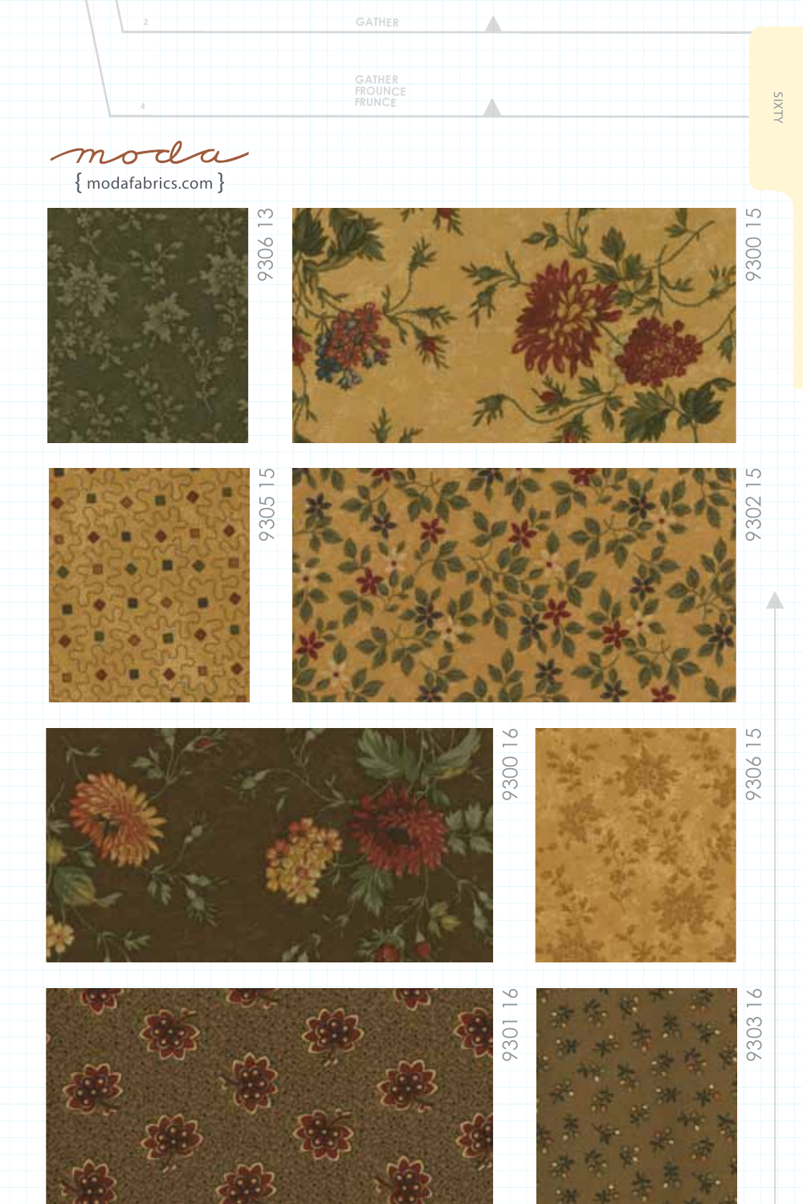GATHER

GATHER
FROUNCE
FRUNCE

SIXTY

moda

{ modafabrics.com }

9306 13

9300 15

9305 15

9302 15

9300 16

9306 15

9301 16

9303 16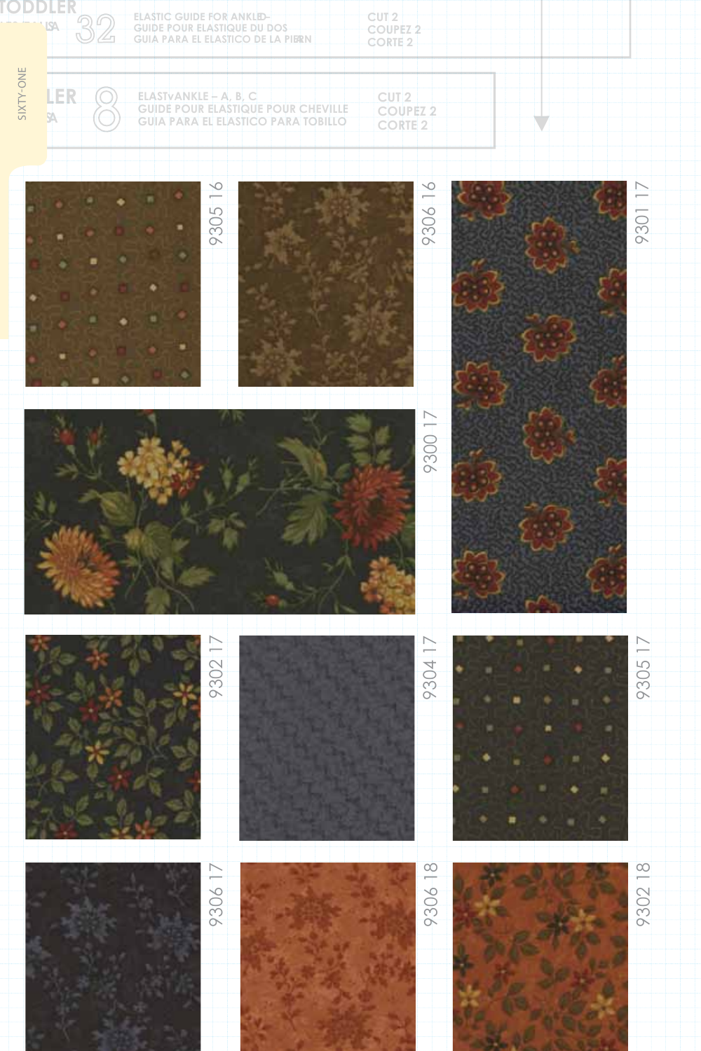| | | | |
|---|---|---|---|
| TODDLER | 32 | ELASTIC GUIDE FOR ANKLED-<br>GUIDE POUR ELASTIQUE DU DOS<br>GUIA PARA EL ELASTICO DE LA PIERN | CUT 2<br>COUPEZ 2<br>CORTE 2 |
| LER | 8 | ELASTvANKLE – A, B, C<br>GUIDE POUR ELASTIQUE POUR CHEVILLE<br>GUIA PARA EL ELASTICO PARA TOBILLO | CUT 2<br>COUPEZ 2<br>CORTE 2 |

SIXTY-ONE

9305 16

9306 16

9301 17

9300 17

9302 17

9304 17

9305 17

9306 17

9306 18

9302 18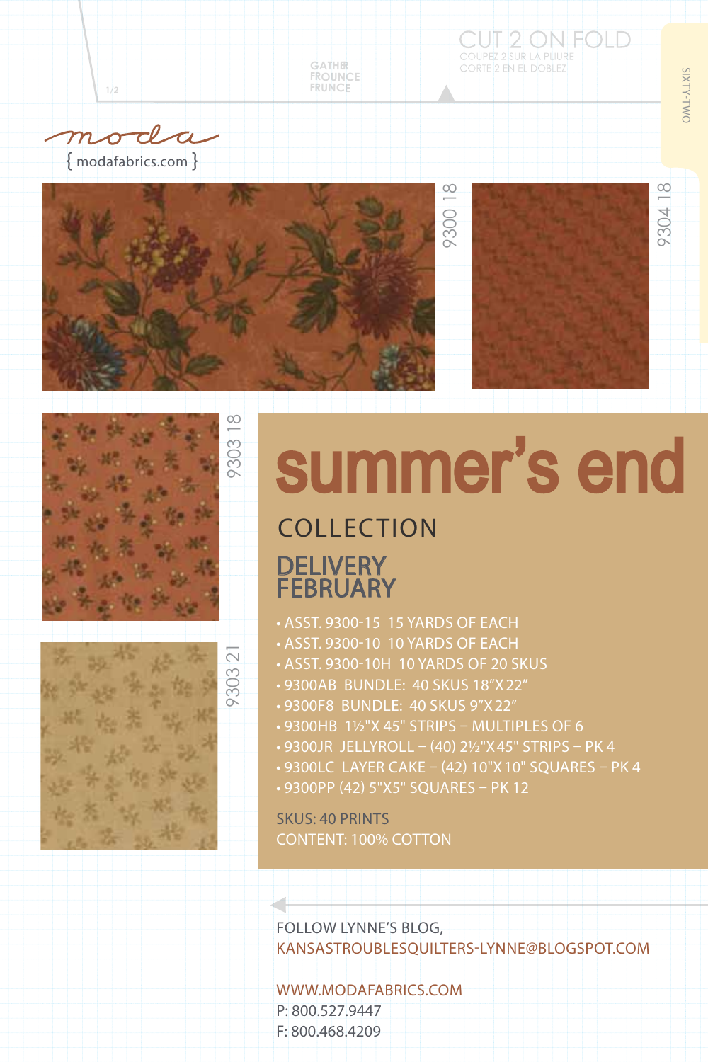CUT 2 ON FOLD
COUPEZ 2 SUR LA PLIURE
CORTE 2 EN EL DOBLEZ

GATHER
FROUNCE
FRUNCE

1/2

SIXTY-TWO

moda
{ modafabrics.com }

9300 18

9304 18

9303 18

9303 21

# summer's end

## COLLECTION

## DELIVERY FEBRUARY

- ASST. 9300-15  15 YARDS OF EACH
- ASST. 9300-10  10 YARDS OF EACH
- ASST. 9300-10H  10 YARDS OF 20 SKUS
- 9300AB  BUNDLE:  40 SKUS 18"X 22"
- 9300F8  BUNDLE:  40 SKUS 9"X 22"
- 9300HB  1½"X 45" STRIPS – MULTIPLES OF 6
- 9300JR  JELLYROLL – (40) 2½"X 45" STRIPS – PK 4
- 9300LC  LAYER CAKE – (42) 10"X 10" SQUARES – PK 4
- 9300PP (42) 5"X5" SQUARES – PK 12

SKUS: 40 PRINTS
CONTENT: 100% COTTON

FOLLOW LYNNE'S BLOG,
KANSASTROUBLESQUILTERS-LYNNE@BLOGSPOT.COM

WWW.MODAFABRICS.COM
P: 800.527.9447
F: 800.468.4209